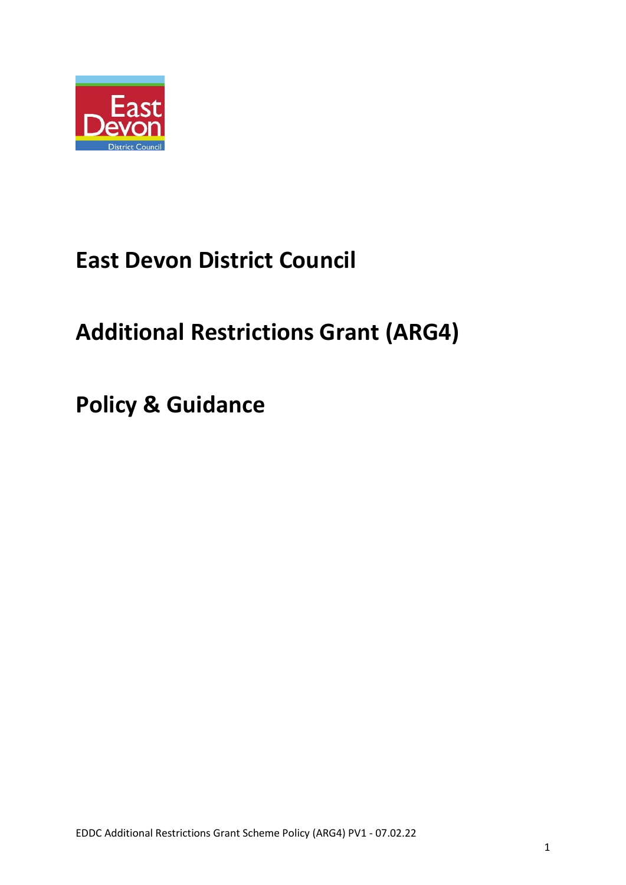# East Devon District Council

# Additional Restrictions Grant (ARG4)

# Policy & Guidance

EDDC Additional Restrictions Grant Scheme Policy (ARG4) PV1 - 07.02.22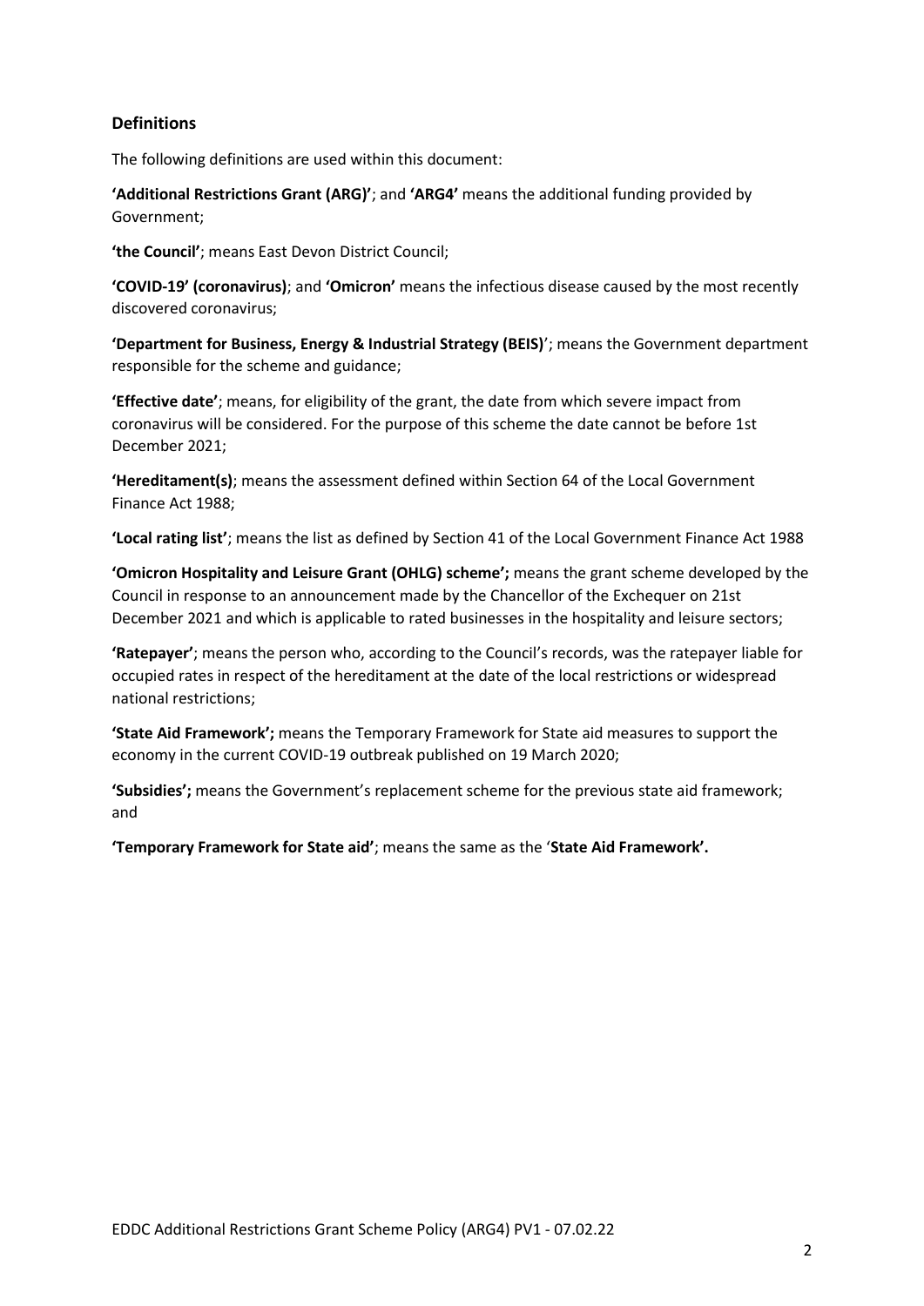## Definitions

The following definitions are used within this document:

**'Additional Restrictions Grant (ARG)'**; and **'ARG4'** means the additional funding provided by Government;

**'the Council'**; means East Devon District Council;

**'COVID-19' (coronavirus)**; and **'Omicron'** means the infectious disease caused by the most recently discovered coronavirus;

**'Department for Business, Energy & Industrial Strategy (BEIS)'**; means the Government department responsible for the scheme and guidance;

**'Effective date'**; means, for eligibility of the grant, the date from which severe impact from coronavirus will be considered. For the purpose of this scheme the date cannot be before 1st December 2021;

**'Hereditament(s)**; means the assessment defined within Section 64 of the Local Government Finance Act 1988;

**'Local rating list'**; means the list as defined by Section 41 of the Local Government Finance Act 1988

**'Omicron Hospitality and Leisure Grant (OHLG) scheme';** means the grant scheme developed by the Council in response to an announcement made by the Chancellor of the Exchequer on 21st December 2021 and which is applicable to rated businesses in the hospitality and leisure sectors;

**'Ratepayer'**; means the person who, according to the Council's records, was the ratepayer liable for occupied rates in respect of the hereditament at the date of the local restrictions or widespread national restrictions;

**'State Aid Framework';** means the Temporary Framework for State aid measures to support the economy in the current COVID-19 outbreak published on 19 March 2020;

**'Subsidies';** means the Government's replacement scheme for the previous state aid framework; and

**'Temporary Framework for State aid'**; means the same as the '**State Aid Framework'.**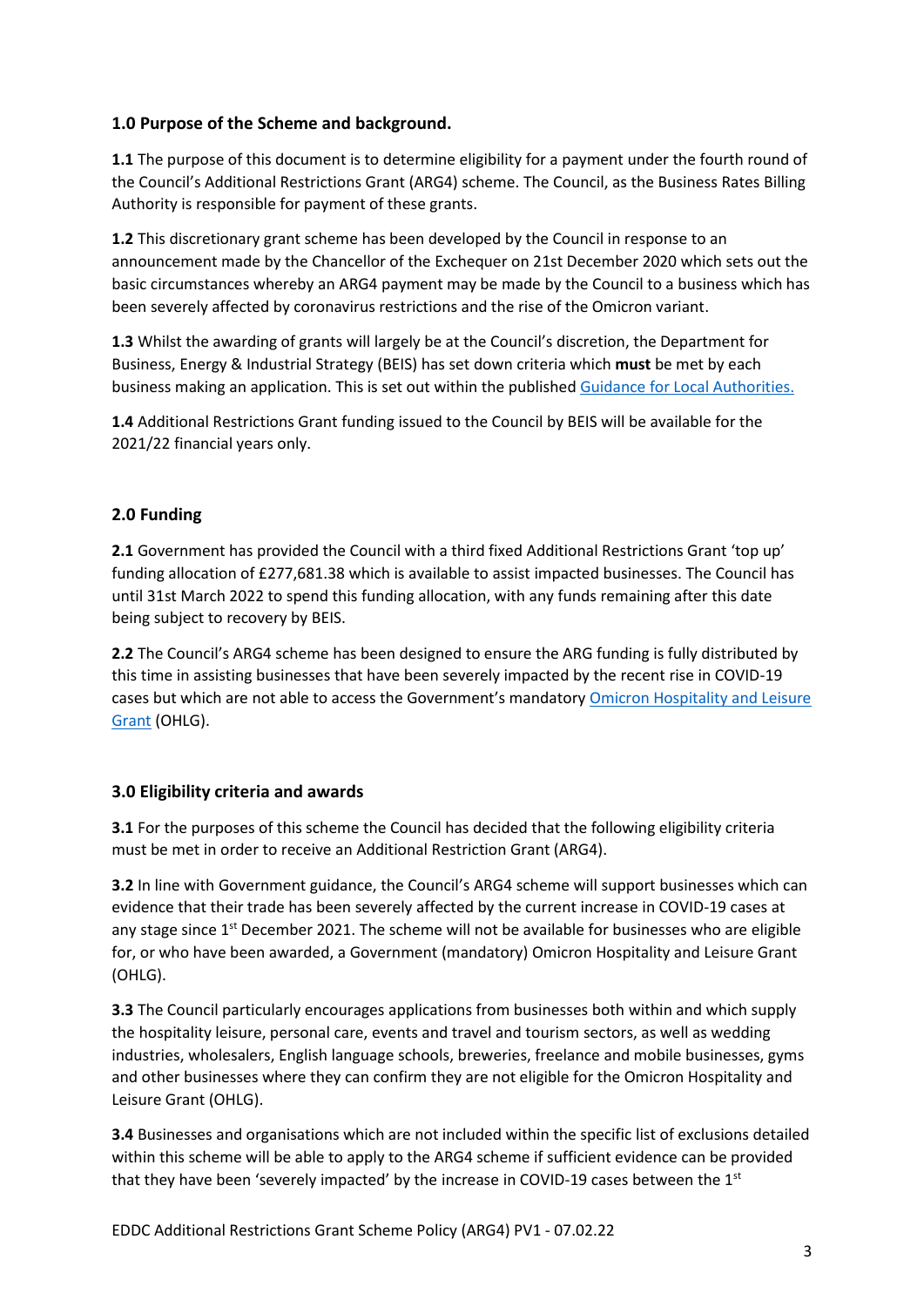## 1.0 Purpose of the Scheme and background.

**1.1** The purpose of this document is to determine eligibility for a payment under the fourth round of the Council's Additional Restrictions Grant (ARG4) scheme. The Council, as the Business Rates Billing Authority is responsible for payment of these grants.

**1.2** This discretionary grant scheme has been developed by the Council in response to an announcement made by the Chancellor of the Exchequer on 21st December 2020 which sets out the basic circumstances whereby an ARG4 payment may be made by the Council to a business which has been severely affected by coronavirus restrictions and the rise of the Omicron variant.

**1.3** Whilst the awarding of grants will largely be at the Council's discretion, the Department for Business, Energy & Industrial Strategy (BEIS) has set down criteria which **must** be met by each business making an application. This is set out within the published Guidance for Local Authorities.

**1.4** Additional Restrictions Grant funding issued to the Council by BEIS will be available for the 2021/22 financial years only.

## 2.0 Funding

**2.1** Government has provided the Council with a third fixed Additional Restrictions Grant 'top up' funding allocation of £277,681.38 which is available to assist impacted businesses. The Council has until 31st March 2022 to spend this funding allocation, with any funds remaining after this date being subject to recovery by BEIS.

**2.2** The Council's ARG4 scheme has been designed to ensure the ARG funding is fully distributed by this time in assisting businesses that have been severely impacted by the recent rise in COVID-19 cases but which are not able to access the Government's mandatory Omicron Hospitality and Leisure Grant (OHLG).

## 3.0 Eligibility criteria and awards

**3.1** For the purposes of this scheme the Council has decided that the following eligibility criteria must be met in order to receive an Additional Restriction Grant (ARG4).

**3.2** In line with Government guidance, the Council's ARG4 scheme will support businesses which can evidence that their trade has been severely affected by the current increase in COVID-19 cases at any stage since 1st December 2021. The scheme will not be available for businesses who are eligible for, or who have been awarded, a Government (mandatory) Omicron Hospitality and Leisure Grant (OHLG).

**3.3** The Council particularly encourages applications from businesses both within and which supply the hospitality leisure, personal care, events and travel and tourism sectors, as well as wedding industries, wholesalers, English language schools, breweries, freelance and mobile businesses, gyms and other businesses where they can confirm they are not eligible for the Omicron Hospitality and Leisure Grant (OHLG).

**3.4** Businesses and organisations which are not included within the specific list of exclusions detailed within this scheme will be able to apply to the ARG4 scheme if sufficient evidence can be provided that they have been 'severely impacted' by the increase in COVID-19 cases between the 1st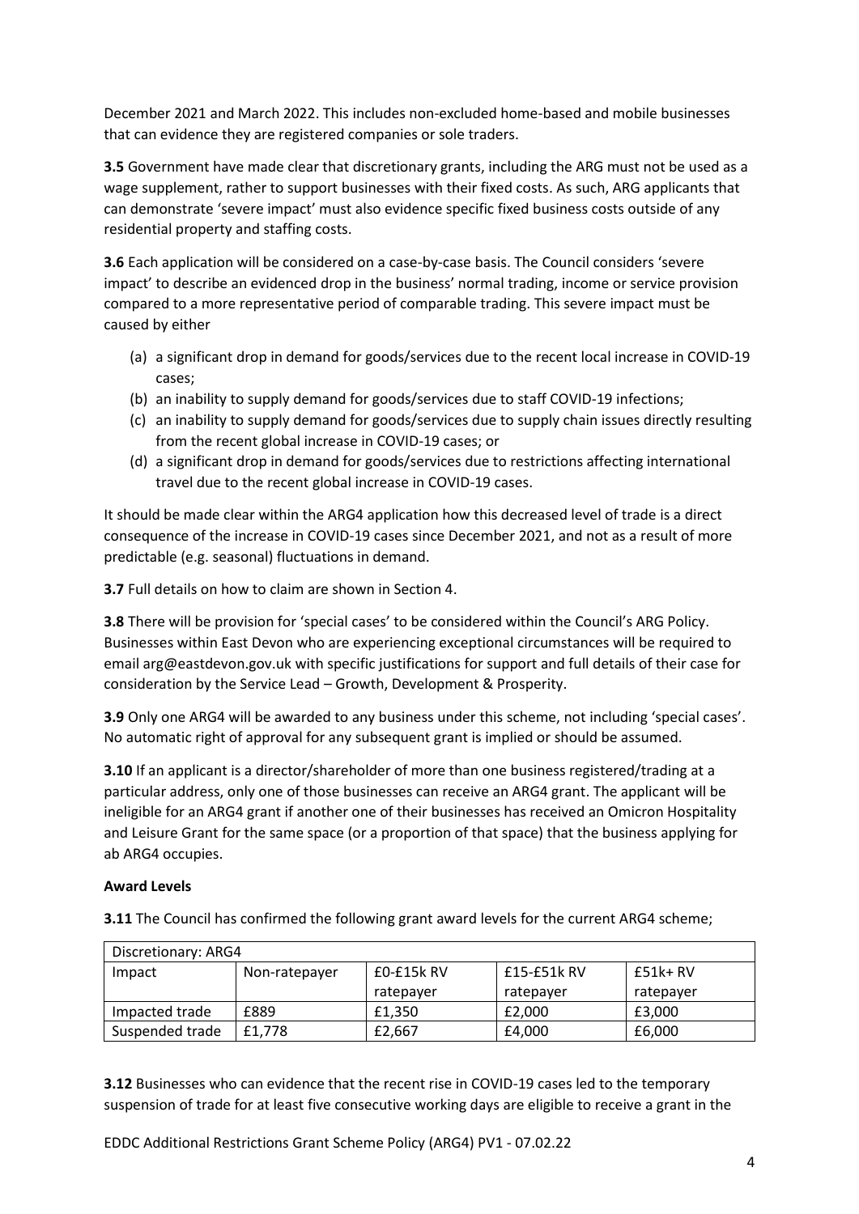December 2021 and March 2022. This includes non-excluded home-based and mobile businesses that can evidence they are registered companies or sole traders.

**3.5** Government have made clear that discretionary grants, including the ARG must not be used as a wage supplement, rather to support businesses with their fixed costs. As such, ARG applicants that can demonstrate 'severe impact' must also evidence specific fixed business costs outside of any residential property and staffing costs.

**3.6** Each application will be considered on a case-by-case basis. The Council considers 'severe impact' to describe an evidenced drop in the business' normal trading, income or service provision compared to a more representative period of comparable trading. This severe impact must be caused by either

(a) a significant drop in demand for goods/services due to the recent local increase in COVID-19 cases;
(b) an inability to supply demand for goods/services due to staff COVID-19 infections;
(c) an inability to supply demand for goods/services due to supply chain issues directly resulting from the recent global increase in COVID-19 cases; or
(d) a significant drop in demand for goods/services due to restrictions affecting international travel due to the recent global increase in COVID-19 cases.

It should be made clear within the ARG4 application how this decreased level of trade is a direct consequence of the increase in COVID-19 cases since December 2021, and not as a result of more predictable (e.g. seasonal) fluctuations in demand.

**3.7** Full details on how to claim are shown in Section 4.

**3.8** There will be provision for 'special cases' to be considered within the Council's ARG Policy. Businesses within East Devon who are experiencing exceptional circumstances will be required to email arg@eastdevon.gov.uk with specific justifications for support and full details of their case for consideration by the Service Lead – Growth, Development & Prosperity.

**3.9** Only one ARG4 will be awarded to any business under this scheme, not including 'special cases'. No automatic right of approval for any subsequent grant is implied or should be assumed.

**3.10** If an applicant is a director/shareholder of more than one business registered/trading at a particular address, only one of those businesses can receive an ARG4 grant. The applicant will be ineligible for an ARG4 grant if another one of their businesses has received an Omicron Hospitality and Leisure Grant for the same space (or a proportion of that space) that the business applying for ab ARG4 occupies.

**Award Levels**

**3.11** The Council has confirmed the following grant award levels for the current ARG4 scheme;

| Discretionary: ARG4 | | | | |
|---|---|---|---|---|
| Impact | Non-ratepayer | £0-£15k RV ratepayer | £15-£51k RV ratepayer | £51k+ RV ratepayer |
| Impacted trade | £889 | £1,350 | £2,000 | £3,000 |
| Suspended trade | £1,778 | £2,667 | £4,000 | £6,000 |

**3.12** Businesses who can evidence that the recent rise in COVID-19 cases led to the temporary suspension of trade for at least five consecutive working days are eligible to receive a grant in the

EDDC Additional Restrictions Grant Scheme Policy (ARG4) PV1 - 07.02.22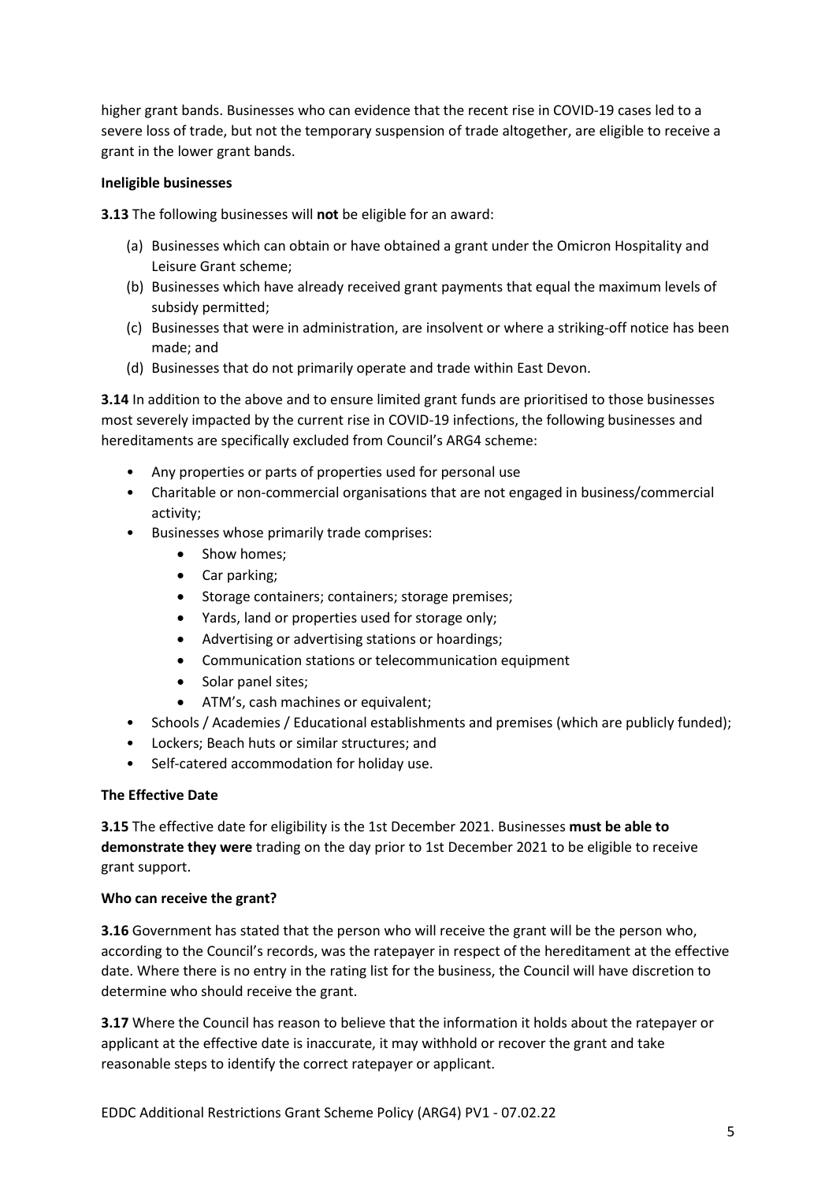higher grant bands. Businesses who can evidence that the recent rise in COVID-19 cases led to a severe loss of trade, but not the temporary suspension of trade altogether, are eligible to receive a grant in the lower grant bands.

**Ineligible businesses**

**3.13** The following businesses will **not** be eligible for an award:

(a) Businesses which can obtain or have obtained a grant under the Omicron Hospitality and Leisure Grant scheme;
(b) Businesses which have already received grant payments that equal the maximum levels of subsidy permitted;
(c) Businesses that were in administration, are insolvent or where a striking-off notice has been made; and
(d) Businesses that do not primarily operate and trade within East Devon.

**3.14** In addition to the above and to ensure limited grant funds are prioritised to those businesses most severely impacted by the current rise in COVID-19 infections, the following businesses and hereditaments are specifically excluded from Council's ARG4 scheme:

- Any properties or parts of properties used for personal use
- Charitable or non-commercial organisations that are not engaged in business/commercial activity;
- Businesses whose primarily trade comprises:
  - Show homes;
  - Car parking;
  - Storage containers; containers; storage premises;
  - Yards, land or properties used for storage only;
  - Advertising or advertising stations or hoardings;
  - Communication stations or telecommunication equipment
  - Solar panel sites;
  - ATM's, cash machines or equivalent;
- Schools / Academies / Educational establishments and premises (which are publicly funded);
- Lockers; Beach huts or similar structures; and
- Self-catered accommodation for holiday use.

**The Effective Date**

**3.15** The effective date for eligibility is the 1st December 2021. Businesses **must be able to demonstrate they were** trading on the day prior to 1st December 2021 to be eligible to receive grant support.

**Who can receive the grant?**

**3.16** Government has stated that the person who will receive the grant will be the person who, according to the Council's records, was the ratepayer in respect of the hereditament at the effective date. Where there is no entry in the rating list for the business, the Council will have discretion to determine who should receive the grant.

**3.17** Where the Council has reason to believe that the information it holds about the ratepayer or applicant at the effective date is inaccurate, it may withhold or recover the grant and take reasonable steps to identify the correct ratepayer or applicant.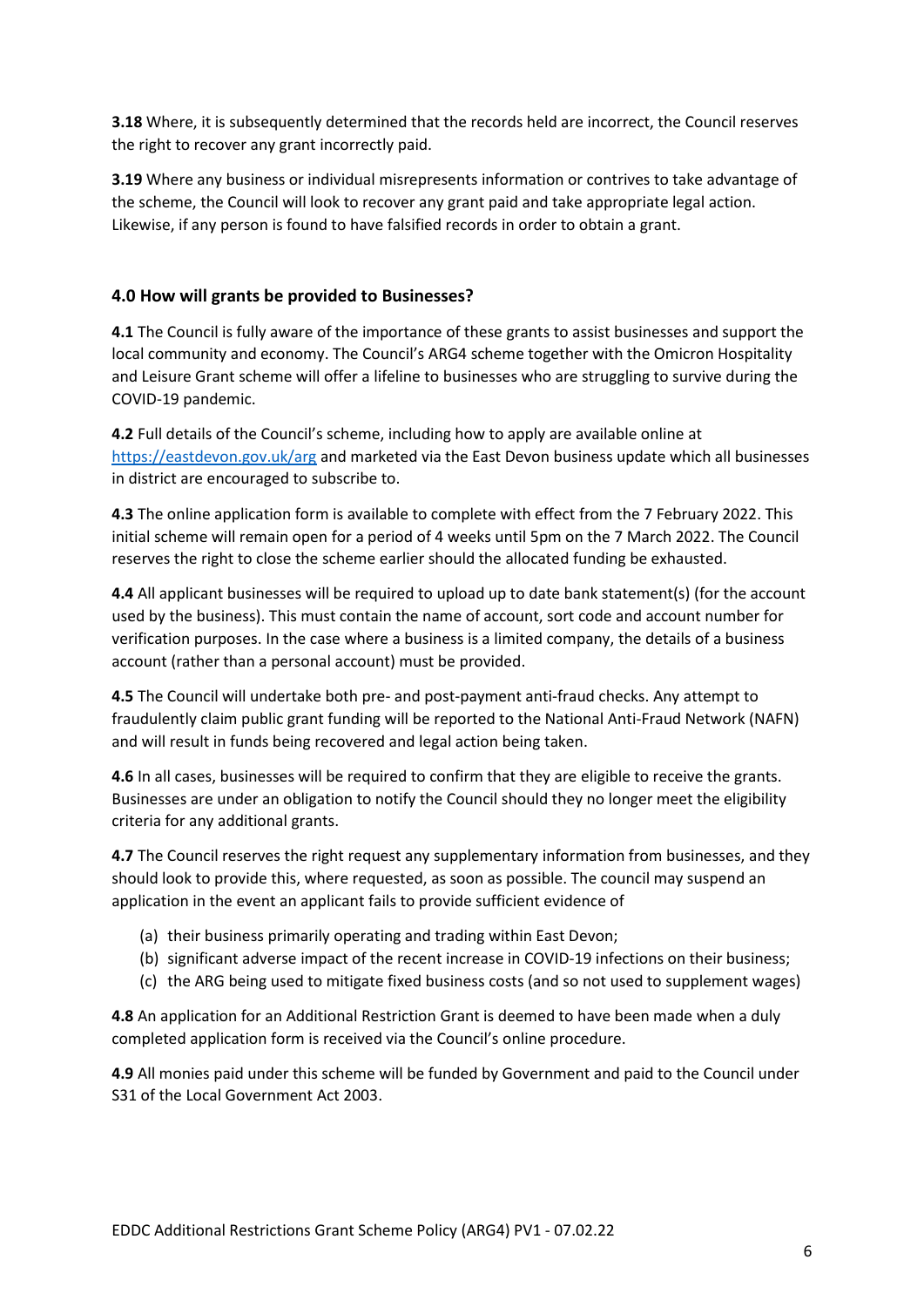**3.18** Where, it is subsequently determined that the records held are incorrect, the Council reserves the right to recover any grant incorrectly paid.

**3.19** Where any business or individual misrepresents information or contrives to take advantage of the scheme, the Council will look to recover any grant paid and take appropriate legal action. Likewise, if any person is found to have falsified records in order to obtain a grant.

## 4.0 How will grants be provided to Businesses?

**4.1** The Council is fully aware of the importance of these grants to assist businesses and support the local community and economy. The Council's ARG4 scheme together with the Omicron Hospitality and Leisure Grant scheme will offer a lifeline to businesses who are struggling to survive during the COVID-19 pandemic.

**4.2** Full details of the Council's scheme, including how to apply are available online at https://eastdevon.gov.uk/arg and marketed via the East Devon business update which all businesses in district are encouraged to subscribe to.

**4.3** The online application form is available to complete with effect from the 7 February 2022. This initial scheme will remain open for a period of 4 weeks until 5pm on the 7 March 2022. The Council reserves the right to close the scheme earlier should the allocated funding be exhausted.

**4.4** All applicant businesses will be required to upload up to date bank statement(s) (for the account used by the business). This must contain the name of account, sort code and account number for verification purposes. In the case where a business is a limited company, the details of a business account (rather than a personal account) must be provided.

**4.5** The Council will undertake both pre- and post-payment anti-fraud checks. Any attempt to fraudulently claim public grant funding will be reported to the National Anti-Fraud Network (NAFN) and will result in funds being recovered and legal action being taken.

**4.6** In all cases, businesses will be required to confirm that they are eligible to receive the grants. Businesses are under an obligation to notify the Council should they no longer meet the eligibility criteria for any additional grants.

**4.7** The Council reserves the right request any supplementary information from businesses, and they should look to provide this, where requested, as soon as possible. The council may suspend an application in the event an applicant fails to provide sufficient evidence of

(a) their business primarily operating and trading within East Devon;
(b) significant adverse impact of the recent increase in COVID-19 infections on their business;
(c) the ARG being used to mitigate fixed business costs (and so not used to supplement wages)

**4.8** An application for an Additional Restriction Grant is deemed to have been made when a duly completed application form is received via the Council's online procedure.

**4.9** All monies paid under this scheme will be funded by Government and paid to the Council under S31 of the Local Government Act 2003.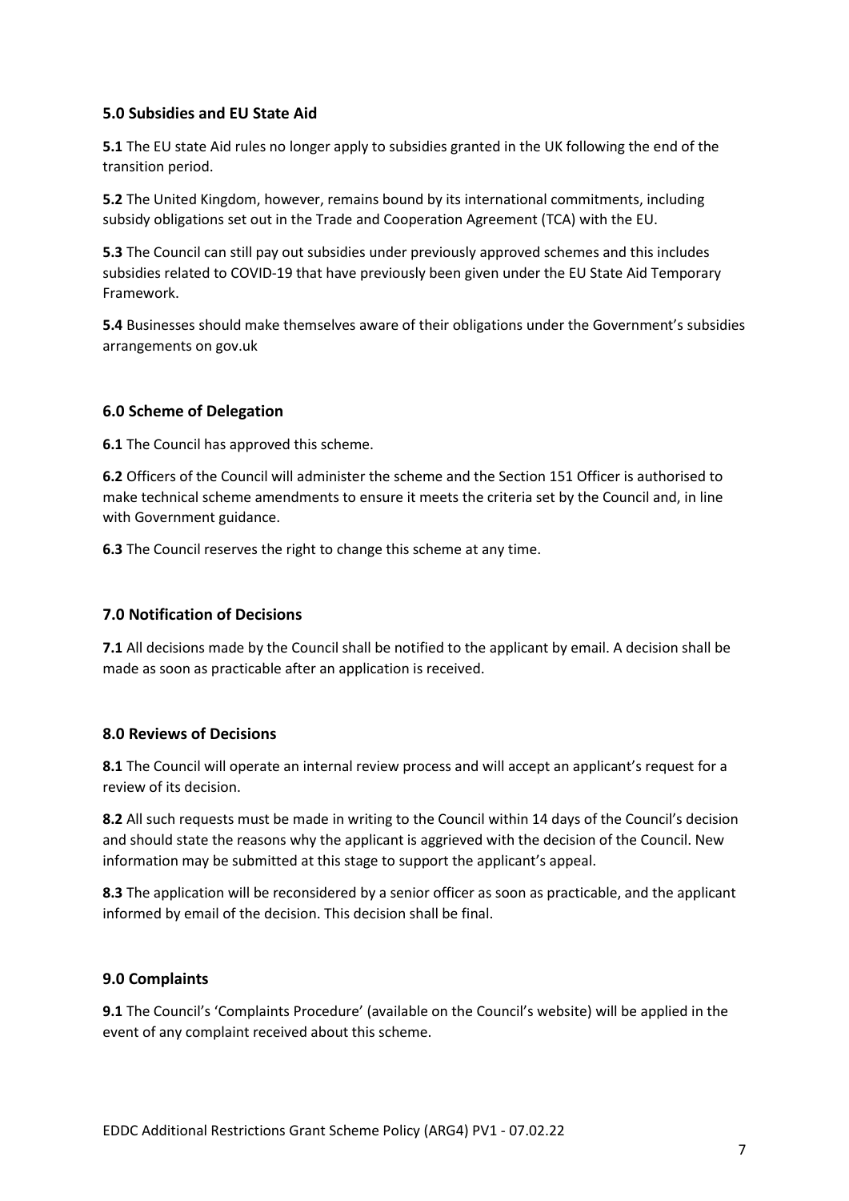## 5.0 Subsidies and EU State Aid

**5.1** The EU state Aid rules no longer apply to subsidies granted in the UK following the end of the transition period.

**5.2** The United Kingdom, however, remains bound by its international commitments, including subsidy obligations set out in the Trade and Cooperation Agreement (TCA) with the EU.

**5.3** The Council can still pay out subsidies under previously approved schemes and this includes subsidies related to COVID-19 that have previously been given under the EU State Aid Temporary Framework.

**5.4** Businesses should make themselves aware of their obligations under the Government's subsidies arrangements on gov.uk

## 6.0 Scheme of Delegation

**6.1** The Council has approved this scheme.

**6.2** Officers of the Council will administer the scheme and the Section 151 Officer is authorised to make technical scheme amendments to ensure it meets the criteria set by the Council and, in line with Government guidance.

**6.3** The Council reserves the right to change this scheme at any time.

## 7.0 Notification of Decisions

**7.1** All decisions made by the Council shall be notified to the applicant by email. A decision shall be made as soon as practicable after an application is received.

## 8.0 Reviews of Decisions

**8.1** The Council will operate an internal review process and will accept an applicant's request for a review of its decision.

**8.2** All such requests must be made in writing to the Council within 14 days of the Council's decision and should state the reasons why the applicant is aggrieved with the decision of the Council. New information may be submitted at this stage to support the applicant's appeal.

**8.3** The application will be reconsidered by a senior officer as soon as practicable, and the applicant informed by email of the decision. This decision shall be final.

## 9.0 Complaints

**9.1** The Council's 'Complaints Procedure' (available on the Council's website) will be applied in the event of any complaint received about this scheme.

EDDC Additional Restrictions Grant Scheme Policy (ARG4) PV1 - 07.02.22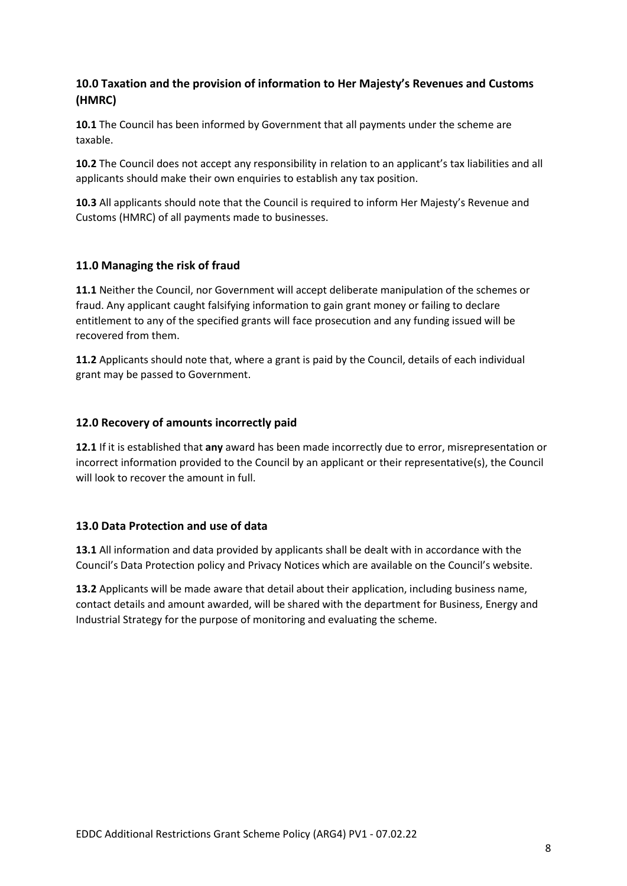## 10.0 Taxation and the provision of information to Her Majesty's Revenues and Customs (HMRC)

**10.1** The Council has been informed by Government that all payments under the scheme are taxable.

**10.2** The Council does not accept any responsibility in relation to an applicant's tax liabilities and all applicants should make their own enquiries to establish any tax position.

**10.3** All applicants should note that the Council is required to inform Her Majesty's Revenue and Customs (HMRC) of all payments made to businesses.

## 11.0 Managing the risk of fraud

**11.1** Neither the Council, nor Government will accept deliberate manipulation of the schemes or fraud. Any applicant caught falsifying information to gain grant money or failing to declare entitlement to any of the specified grants will face prosecution and any funding issued will be recovered from them.

**11.2** Applicants should note that, where a grant is paid by the Council, details of each individual grant may be passed to Government.

## 12.0 Recovery of amounts incorrectly paid

**12.1** If it is established that **any** award has been made incorrectly due to error, misrepresentation or incorrect information provided to the Council by an applicant or their representative(s), the Council will look to recover the amount in full.

## 13.0 Data Protection and use of data

**13.1** All information and data provided by applicants shall be dealt with in accordance with the Council's Data Protection policy and Privacy Notices which are available on the Council's website.

**13.2** Applicants will be made aware that detail about their application, including business name, contact details and amount awarded, will be shared with the department for Business, Energy and Industrial Strategy for the purpose of monitoring and evaluating the scheme.